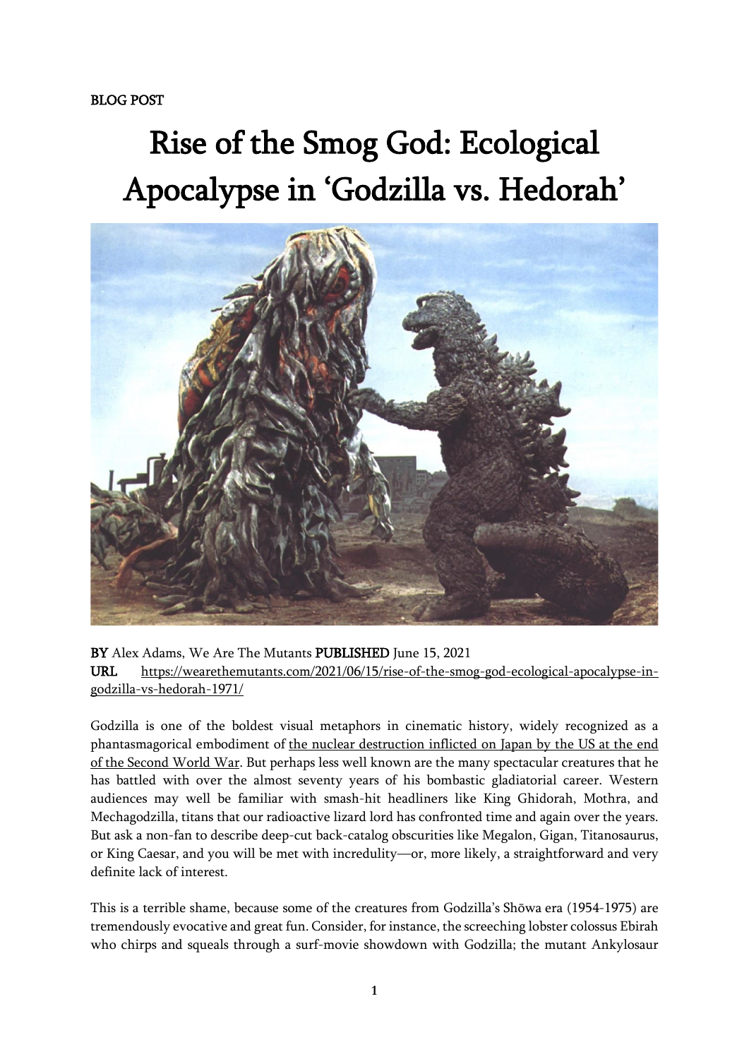BLOG POST

# Rise of the Smog God: Ecological Apocalypse in 'Godzilla vs. Hedorah'

**BY** Alex Adams, We Are The Mutants **PUBLISHED** June 15, 2021
**URL** https://wearethemutants.com/2021/06/15/rise-of-the-smog-god-ecological-apocalypse-in-godzilla-vs-hedorah-1971/

Godzilla is one of the boldest visual metaphors in cinematic history, widely recognized as a phantasmagorical embodiment of the nuclear destruction inflicted on Japan by the US at the end of the Second World War. But perhaps less well known are the many spectacular creatures that he has battled with over the almost seventy years of his bombastic gladiatorial career. Western audiences may well be familiar with smash-hit headliners like King Ghidorah, Mothra, and Mechagodzilla, titans that our radioactive lizard lord has confronted time and again over the years. But ask a non-fan to describe deep-cut back-catalog obscurities like Megalon, Gigan, Titanosaurus, or King Caesar, and you will be met with incredulity—or, more likely, a straightforward and very definite lack of interest.

This is a terrible shame, because some of the creatures from Godzilla's Shōwa era (1954-1975) are tremendously evocative and great fun. Consider, for instance, the screeching lobster colossus Ebirah who chirps and squeals through a surf-movie showdown with Godzilla; the mutant Ankylosaur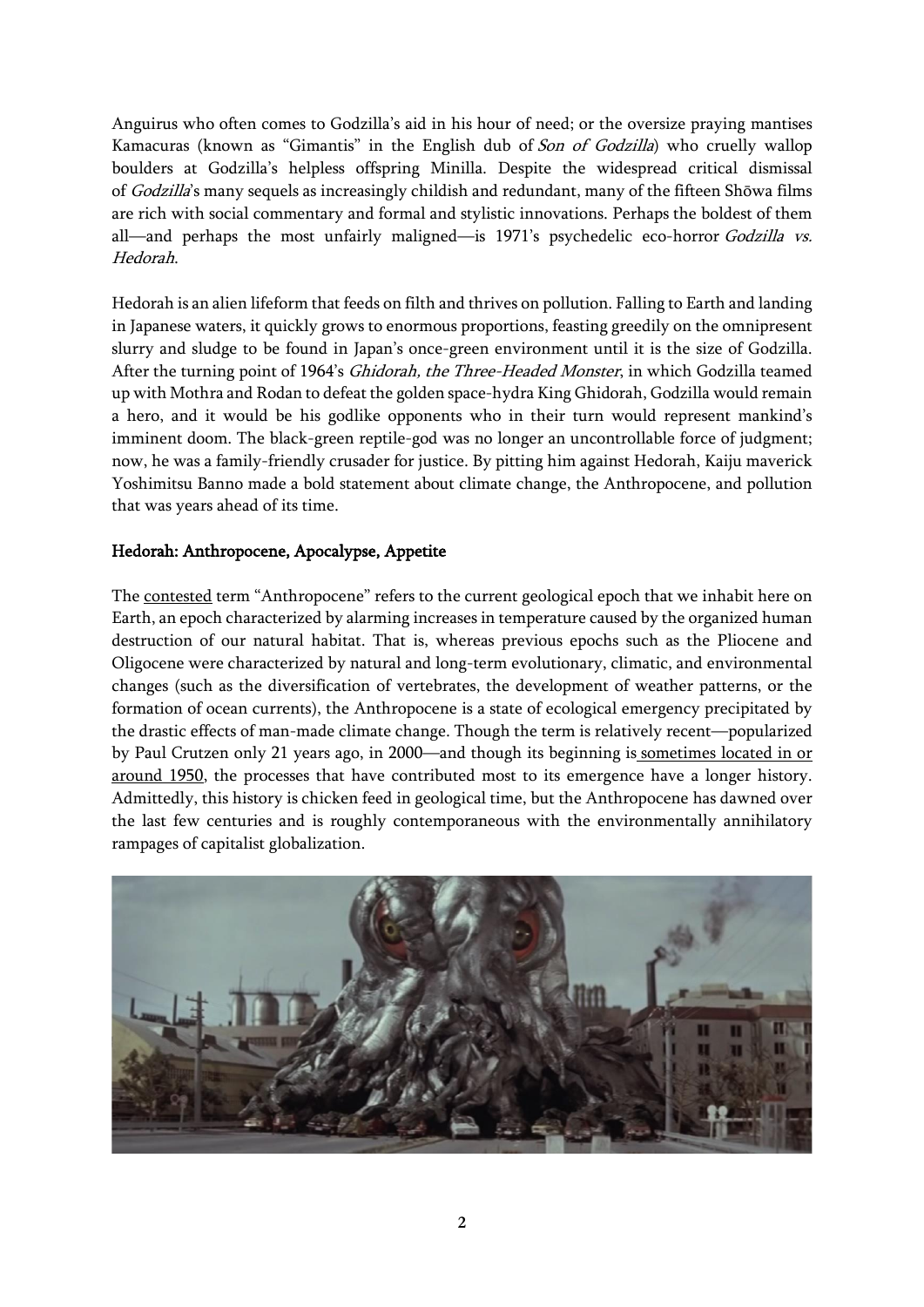Anguirus who often comes to Godzilla's aid in his hour of need; or the oversize praying mantises Kamacuras (known as "Gimantis" in the English dub of *Son of Godzilla*) who cruelly wallop boulders at Godzilla's helpless offspring Minilla. Despite the widespread critical dismissal of *Godzilla*'s many sequels as increasingly childish and redundant, many of the fifteen Shōwa films are rich with social commentary and formal and stylistic innovations. Perhaps the boldest of them all—and perhaps the most unfairly maligned—is 1971's psychedelic eco-horror *Godzilla vs. Hedorah*.

Hedorah is an alien lifeform that feeds on filth and thrives on pollution. Falling to Earth and landing in Japanese waters, it quickly grows to enormous proportions, feasting greedily on the omnipresent slurry and sludge to be found in Japan's once-green environment until it is the size of Godzilla. After the turning point of 1964's *Ghidorah, the Three-Headed Monster*, in which Godzilla teamed up with Mothra and Rodan to defeat the golden space-hydra King Ghidorah, Godzilla would remain a hero, and it would be his godlike opponents who in their turn would represent mankind's imminent doom. The black-green reptile-god was no longer an uncontrollable force of judgment; now, he was a family-friendly crusader for justice. By pitting him against Hedorah, Kaiju maverick Yoshimitsu Banno made a bold statement about climate change, the Anthropocene, and pollution that was years ahead of its time.

## Hedorah: Anthropocene, Apocalypse, Appetite

The contested term "Anthropocene" refers to the current geological epoch that we inhabit here on Earth, an epoch characterized by alarming increases in temperature caused by the organized human destruction of our natural habitat. That is, whereas previous epochs such as the Pliocene and Oligocene were characterized by natural and long-term evolutionary, climatic, and environmental changes (such as the diversification of vertebrates, the development of weather patterns, or the formation of ocean currents), the Anthropocene is a state of ecological emergency precipitated by the drastic effects of man-made climate change. Though the term is relatively recent—popularized by Paul Crutzen only 21 years ago, in 2000—and though its beginning is sometimes located in or around 1950, the processes that have contributed most to its emergence have a longer history. Admittedly, this history is chicken feed in geological time, but the Anthropocene has dawned over the last few centuries and is roughly contemporaneous with the environmentally annihilatory rampages of capitalist globalization.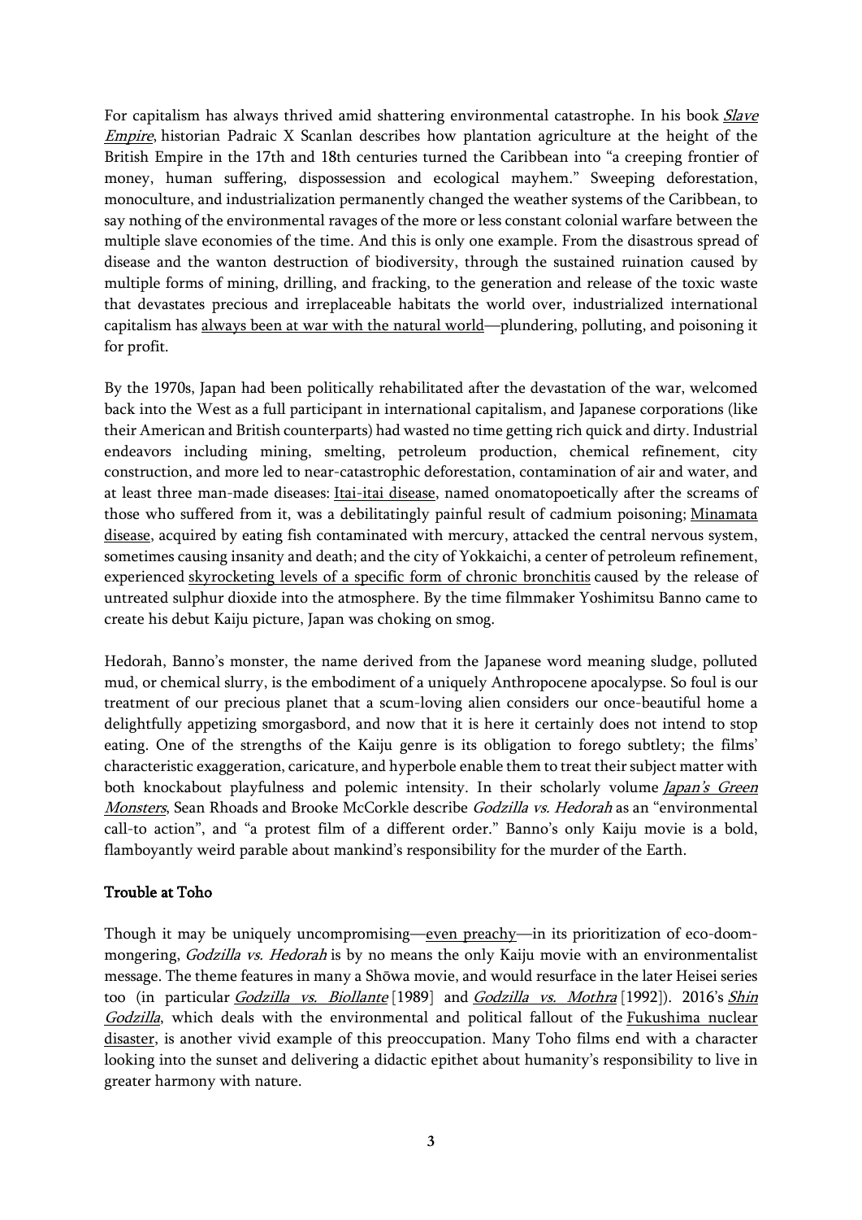For capitalism has always thrived amid shattering environmental catastrophe. In his book *Slave Empire*, historian Padraic X Scanlan describes how plantation agriculture at the height of the British Empire in the 17th and 18th centuries turned the Caribbean into "a creeping frontier of money, human suffering, dispossession and ecological mayhem." Sweeping deforestation, monoculture, and industrialization permanently changed the weather systems of the Caribbean, to say nothing of the environmental ravages of the more or less constant colonial warfare between the multiple slave economies of the time. And this is only one example. From the disastrous spread of disease and the wanton destruction of biodiversity, through the sustained ruination caused by multiple forms of mining, drilling, and fracking, to the generation and release of the toxic waste that devastates precious and irreplaceable habitats the world over, industrialized international capitalism has always been at war with the natural world—plundering, polluting, and poisoning it for profit.

By the 1970s, Japan had been politically rehabilitated after the devastation of the war, welcomed back into the West as a full participant in international capitalism, and Japanese corporations (like their American and British counterparts) had wasted no time getting rich quick and dirty. Industrial endeavors including mining, smelting, petroleum production, chemical refinement, city construction, and more led to near-catastrophic deforestation, contamination of air and water, and at least three man-made diseases: Itai-itai disease, named onomatopoetically after the screams of those who suffered from it, was a debilitatingly painful result of cadmium poisoning; Minamata disease, acquired by eating fish contaminated with mercury, attacked the central nervous system, sometimes causing insanity and death; and the city of Yokkaichi, a center of petroleum refinement, experienced skyrocketing levels of a specific form of chronic bronchitis caused by the release of untreated sulphur dioxide into the atmosphere. By the time filmmaker Yoshimitsu Banno came to create his debut Kaiju picture, Japan was choking on smog.

Hedorah, Banno's monster, the name derived from the Japanese word meaning sludge, polluted mud, or chemical slurry, is the embodiment of a uniquely Anthropocene apocalypse. So foul is our treatment of our precious planet that a scum-loving alien considers our once-beautiful home a delightfully appetizing smorgasbord, and now that it is here it certainly does not intend to stop eating. One of the strengths of the Kaiju genre is its obligation to forego subtlety; the films' characteristic exaggeration, caricature, and hyperbole enable them to treat their subject matter with both knockabout playfulness and polemic intensity. In their scholarly volume *Japan's Green Monsters*, Sean Rhoads and Brooke McCorkle describe *Godzilla vs. Hedorah* as an "environmental call-to action", and "a protest film of a different order." Banno's only Kaiju movie is a bold, flamboyantly weird parable about mankind's responsibility for the murder of the Earth.

## Trouble at Toho

Though it may be uniquely uncompromising—even preachy—in its prioritization of eco-doom-mongering, *Godzilla vs. Hedorah* is by no means the only Kaiju movie with an environmentalist message. The theme features in many a Shōwa movie, and would resurface in the later Heisei series too (in particular *Godzilla vs. Biollante* [1989] and *Godzilla vs. Mothra* [1992]). 2016's *Shin Godzilla*, which deals with the environmental and political fallout of the Fukushima nuclear disaster, is another vivid example of this preoccupation. Many Toho films end with a character looking into the sunset and delivering a didactic epithet about humanity's responsibility to live in greater harmony with nature.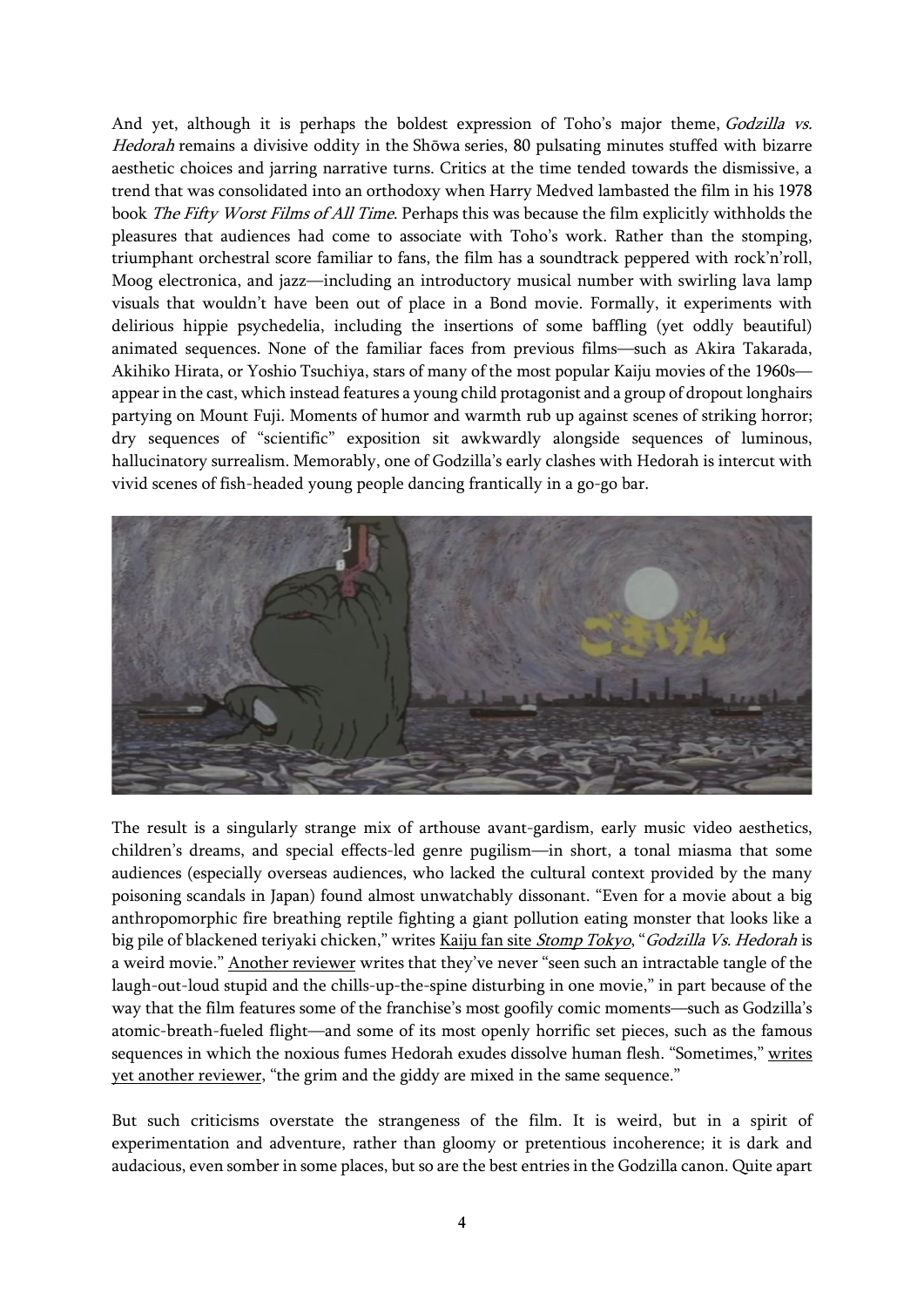And yet, although it is perhaps the boldest expression of Toho's major theme, *Godzilla vs. Hedorah* remains a divisive oddity in the Shōwa series, 80 pulsating minutes stuffed with bizarre aesthetic choices and jarring narrative turns. Critics at the time tended towards the dismissive, a trend that was consolidated into an orthodoxy when Harry Medved lambasted the film in his 1978 book *The Fifty Worst Films of All Time*. Perhaps this was because the film explicitly withholds the pleasures that audiences had come to associate with Toho's work. Rather than the stomping, triumphant orchestral score familiar to fans, the film has a soundtrack peppered with rock'n'roll, Moog electronica, and jazz—including an introductory musical number with swirling lava lamp visuals that wouldn't have been out of place in a Bond movie. Formally, it experiments with delirious hippie psychedelia, including the insertions of some baffling (yet oddly beautiful) animated sequences. None of the familiar faces from previous films—such as Akira Takarada, Akihiko Hirata, or Yoshio Tsuchiya, stars of many of the most popular Kaiju movies of the 1960s—appear in the cast, which instead features a young child protagonist and a group of dropout longhairs partying on Mount Fuji. Moments of humor and warmth rub up against scenes of striking horror; dry sequences of "scientific" exposition sit awkwardly alongside sequences of luminous, hallucinatory surrealism. Memorably, one of Godzilla's early clashes with Hedorah is intercut with vivid scenes of fish-headed young people dancing frantically in a go-go bar.

The result is a singularly strange mix of arthouse avant-gardism, early music video aesthetics, children's dreams, and special effects-led genre pugilism—in short, a tonal miasma that some audiences (especially overseas audiences, who lacked the cultural context provided by the many poisoning scandals in Japan) found almost unwatchably dissonant. "Even for a movie about a big anthropomorphic fire breathing reptile fighting a giant pollution eating monster that looks like a big pile of blackened teriyaki chicken," writes Kaiju fan site *Stomp Tokyo*, "*Godzilla Vs. Hedorah* is a weird movie." Another reviewer writes that they've never "seen such an intractable tangle of the laugh-out-loud stupid and the chills-up-the-spine disturbing in one movie," in part because of the way that the film features some of the franchise's most goofily comic moments—such as Godzilla's atomic-breath-fueled flight—and some of its most openly horrific set pieces, such as the famous sequences in which the noxious fumes Hedorah exudes dissolve human flesh. "Sometimes," writes yet another reviewer, "the grim and the giddy are mixed in the same sequence."

But such criticisms overstate the strangeness of the film. It is weird, but in a spirit of experimentation and adventure, rather than gloomy or pretentious incoherence; it is dark and audacious, even somber in some places, but so are the best entries in the Godzilla canon. Quite apart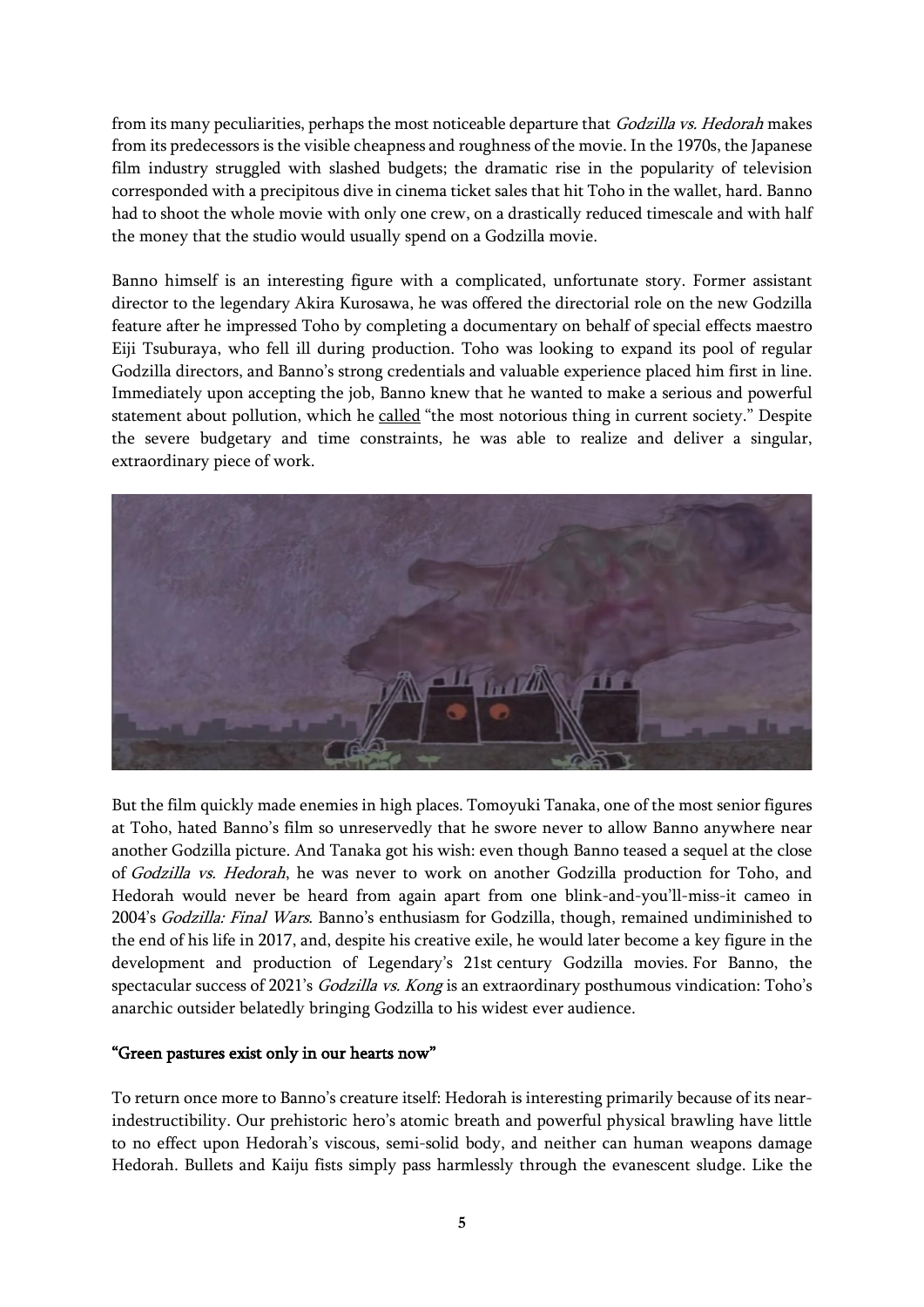from its many peculiarities, perhaps the most noticeable departure that *Godzilla vs. Hedorah* makes from its predecessors is the visible cheapness and roughness of the movie. In the 1970s, the Japanese film industry struggled with slashed budgets; the dramatic rise in the popularity of television corresponded with a precipitous dive in cinema ticket sales that hit Toho in the wallet, hard. Banno had to shoot the whole movie with only one crew, on a drastically reduced timescale and with half the money that the studio would usually spend on a Godzilla movie.

Banno himself is an interesting figure with a complicated, unfortunate story. Former assistant director to the legendary Akira Kurosawa, he was offered the directorial role on the new Godzilla feature after he impressed Toho by completing a documentary on behalf of special effects maestro Eiji Tsuburaya, who fell ill during production. Toho was looking to expand its pool of regular Godzilla directors, and Banno's strong credentials and valuable experience placed him first in line. Immediately upon accepting the job, Banno knew that he wanted to make a serious and powerful statement about pollution, which he called "the most notorious thing in current society." Despite the severe budgetary and time constraints, he was able to realize and deliver a singular, extraordinary piece of work.

But the film quickly made enemies in high places. Tomoyuki Tanaka, one of the most senior figures at Toho, hated Banno's film so unreservedly that he swore never to allow Banno anywhere near another Godzilla picture. And Tanaka got his wish: even though Banno teased a sequel at the close of *Godzilla vs. Hedorah*, he was never to work on another Godzilla production for Toho, and Hedorah would never be heard from again apart from one blink-and-you'll-miss-it cameo in 2004's *Godzilla: Final Wars*. Banno's enthusiasm for Godzilla, though, remained undiminished to the end of his life in 2017, and, despite his creative exile, he would later become a key figure in the development and production of Legendary's 21st century Godzilla movies. For Banno, the spectacular success of 2021's *Godzilla vs. Kong* is an extraordinary posthumous vindication: Toho's anarchic outsider belatedly bringing Godzilla to his widest ever audience.

**"Green pastures exist only in our hearts now"**

To return once more to Banno's creature itself: Hedorah is interesting primarily because of its near-indestructibility. Our prehistoric hero's atomic breath and powerful physical brawling have little to no effect upon Hedorah's viscous, semi-solid body, and neither can human weapons damage Hedorah. Bullets and Kaiju fists simply pass harmlessly through the evanescent sludge. Like the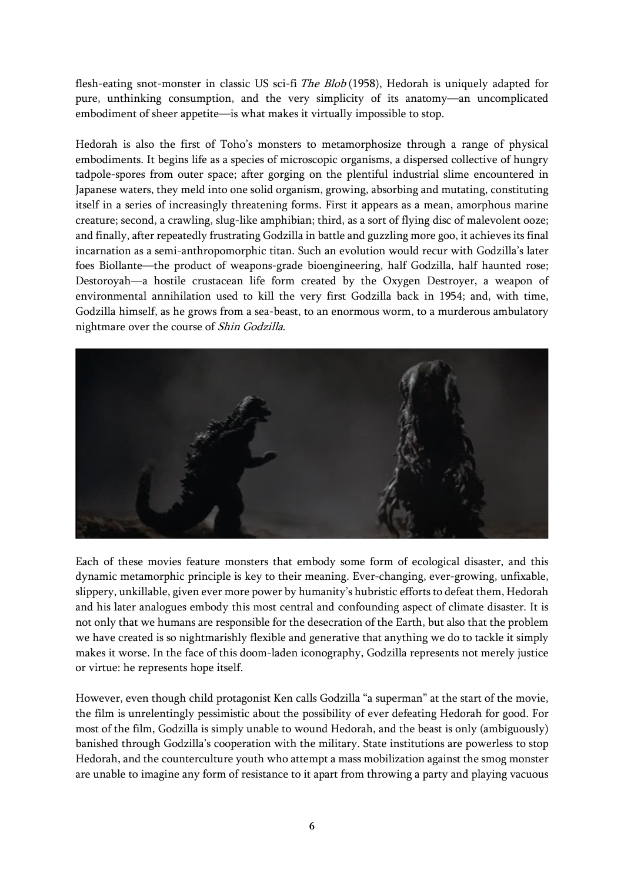flesh-eating snot-monster in classic US sci-fi *The Blob* (1958), Hedorah is uniquely adapted for pure, unthinking consumption, and the very simplicity of its anatomy—an uncomplicated embodiment of sheer appetite—is what makes it virtually impossible to stop.

Hedorah is also the first of Toho's monsters to metamorphosize through a range of physical embodiments. It begins life as a species of microscopic organisms, a dispersed collective of hungry tadpole-spores from outer space; after gorging on the plentiful industrial slime encountered in Japanese waters, they meld into one solid organism, growing, absorbing and mutating, constituting itself in a series of increasingly threatening forms. First it appears as a mean, amorphous marine creature; second, a crawling, slug-like amphibian; third, as a sort of flying disc of malevolent ooze; and finally, after repeatedly frustrating Godzilla in battle and guzzling more goo, it achieves its final incarnation as a semi-anthropomorphic titan. Such an evolution would recur with Godzilla's later foes Biollante—the product of weapons-grade bioengineering, half Godzilla, half haunted rose; Destoroyah—a hostile crustacean life form created by the Oxygen Destroyer, a weapon of environmental annihilation used to kill the very first Godzilla back in 1954; and, with time, Godzilla himself, as he grows from a sea-beast, to an enormous worm, to a murderous ambulatory nightmare over the course of *Shin Godzilla*.

Each of these movies feature monsters that embody some form of ecological disaster, and this dynamic metamorphic principle is key to their meaning. Ever-changing, ever-growing, unfixable, slippery, unkillable, given ever more power by humanity's hubristic efforts to defeat them, Hedorah and his later analogues embody this most central and confounding aspect of climate disaster. It is not only that we humans are responsible for the desecration of the Earth, but also that the problem we have created is so nightmarishly flexible and generative that anything we do to tackle it simply makes it worse. In the face of this doom-laden iconography, Godzilla represents not merely justice or virtue: he represents hope itself.

However, even though child protagonist Ken calls Godzilla "a superman" at the start of the movie, the film is unrelentingly pessimistic about the possibility of ever defeating Hedorah for good. For most of the film, Godzilla is simply unable to wound Hedorah, and the beast is only (ambiguously) banished through Godzilla's cooperation with the military. State institutions are powerless to stop Hedorah, and the counterculture youth who attempt a mass mobilization against the smog monster are unable to imagine any form of resistance to it apart from throwing a party and playing vacuous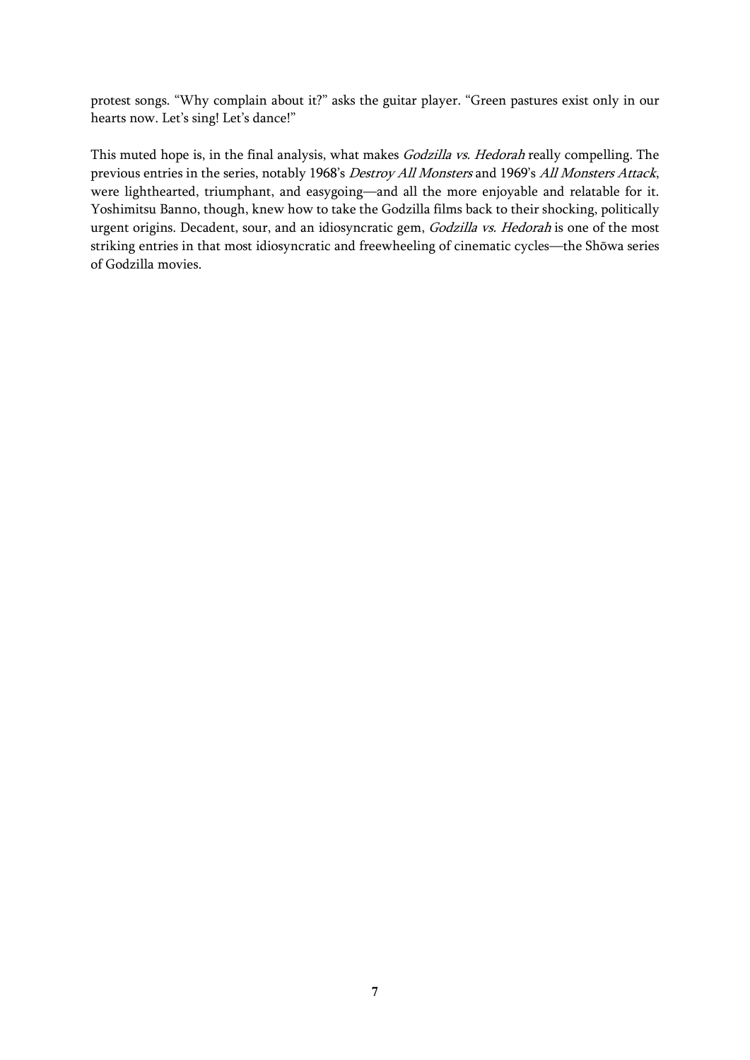protest songs. “Why complain about it?” asks the guitar player. “Green pastures exist only in our hearts now. Let’s sing! Let’s dance!”

This muted hope is, in the final analysis, what makes *Godzilla vs. Hedorah* really compelling. The previous entries in the series, notably 1968’s *Destroy All Monsters* and 1969’s *All Monsters Attack*, were lighthearted, triumphant, and easygoing—and all the more enjoyable and relatable for it. Yoshimitsu Banno, though, knew how to take the Godzilla films back to their shocking, politically urgent origins. Decadent, sour, and an idiosyncratic gem, *Godzilla vs. Hedorah* is one of the most striking entries in that most idiosyncratic and freewheeling of cinematic cycles—the Shōwa series of Godzilla movies.